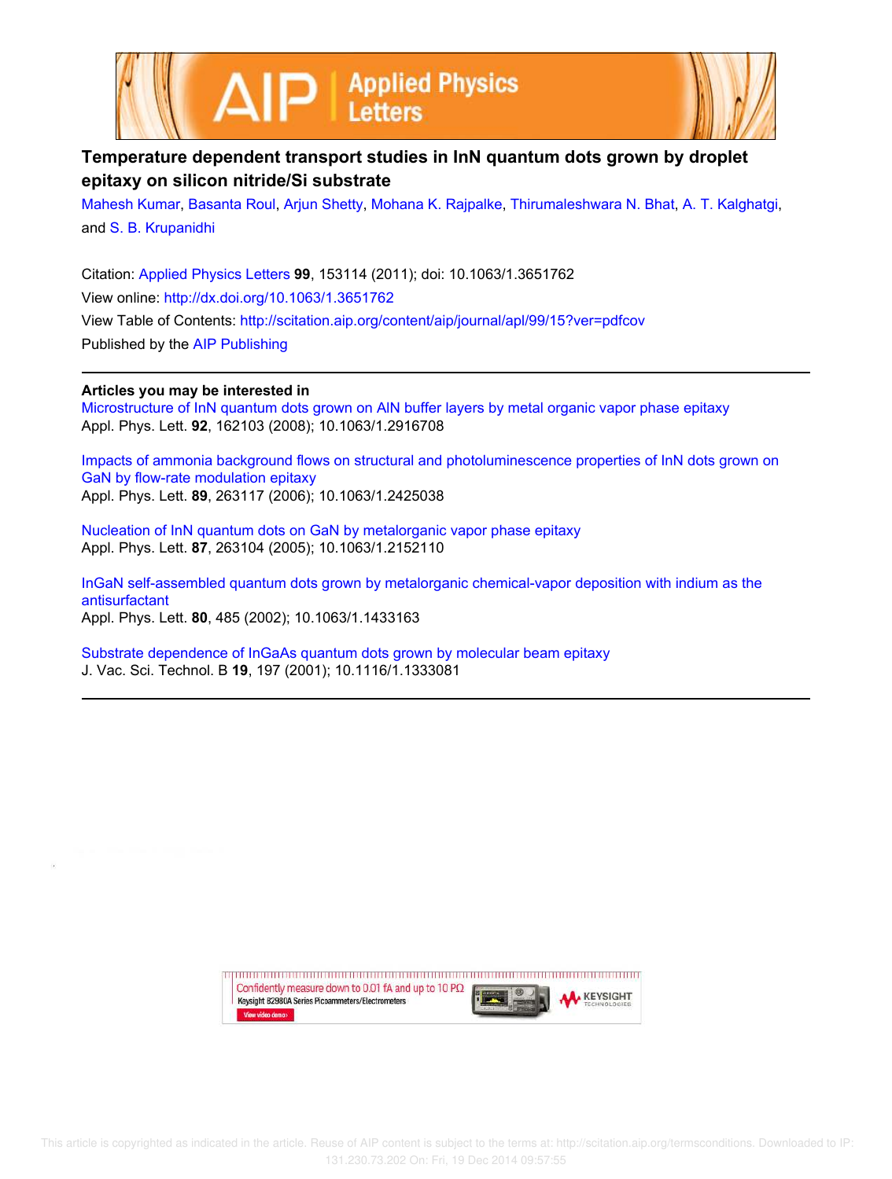# Temperature dependent transport studies in InN quantum dots grown by droplet epitaxy on silicon nitride/Si substrate

Mahesh Kumar, Basanta Roul, Arjun Shetty, Mohana K. Rajpalke, Thirumaleshwara N. Bhat, A. T. Kalghatgi, and S. B. Krupanidhi

Citation: Applied Physics Letters **99**, 153114 (2011); doi: 10.1063/1.3651762

View online: http://dx.doi.org/10.1063/1.3651762

View Table of Contents: http://scitation.aip.org/content/aip/journal/apl/99/15?ver=pdfcov

Published by the AIP Publishing

## Articles you may be interested in

Microstructure of InN quantum dots grown on AlN buffer layers by metal organic vapor phase epitaxy
Appl. Phys. Lett. **92**, 162103 (2008); 10.1063/1.2916708

Impacts of ammonia background flows on structural and photoluminescence properties of InN dots grown on GaN by flow-rate modulation epitaxy
Appl. Phys. Lett. **89**, 263117 (2006); 10.1063/1.2425038

Nucleation of InN quantum dots on GaN by metalorganic vapor phase epitaxy
Appl. Phys. Lett. **87**, 263104 (2005); 10.1063/1.2152110

InGaN self-assembled quantum dots grown by metalorganic chemical-vapor deposition with indium as the antisurfactant
Appl. Phys. Lett. **80**, 485 (2002); 10.1063/1.1433163

Substrate dependence of InGaAs quantum dots grown by molecular beam epitaxy
J. Vac. Sci. Technol. B **19**, 197 (2001); 10.1116/1.1333081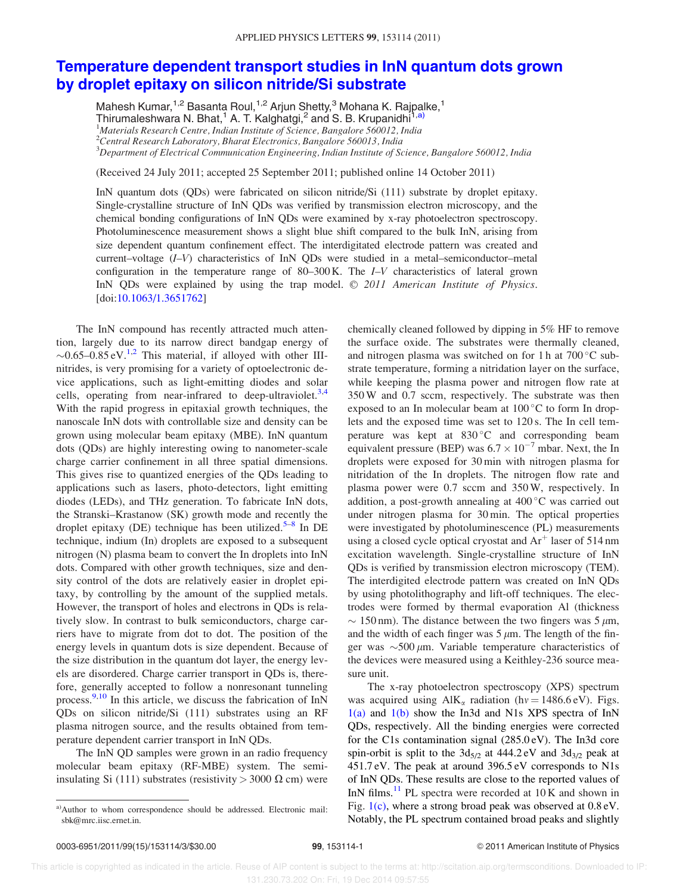# Temperature dependent transport studies in InN quantum dots grown by droplet epitaxy on silicon nitride/Si substrate

Mahesh Kumar,[1,2] Basanta Roul,[1,2] Arjun Shetty,[3] Mohana K. Rajpalke,[1] Thirumaleshwara N. Bhat,[1] A. T. Kalghatgi,[2] and S. B. Krupanidhi[1,a)]

[1]*Materials Research Centre, Indian Institute of Science, Bangalore 560012, India*
[2]*Central Research Laboratory, Bharat Electronics, Bangalore 560013, India*
[3]*Department of Electrical Communication Engineering, Indian Institute of Science, Bangalore 560012, India*

(Received 24 July 2011; accepted 25 September 2011; published online 14 October 2011)

InN quantum dots (QDs) were fabricated on silicon nitride/Si (111) substrate by droplet epitaxy. Single-crystalline structure of InN QDs was verified by transmission electron microscopy, and the chemical bonding configurations of InN QDs were examined by x-ray photoelectron spectroscopy. Photoluminescence measurement shows a slight blue shift compared to the bulk InN, arising from size dependent quantum confinement effect. The interdigitated electrode pattern was created and current–voltage (*I*–*V*) characteristics of InN QDs were studied in a metal–semiconductor–metal configuration in the temperature range of 80–300 K. The *I*–*V* characteristics of lateral grown InN QDs were explained by using the trap model. © *2011 American Institute of Physics*. [doi:10.1063/1.3651762]

The InN compound has recently attracted much attention, largely due to its narrow direct bandgap energy of ~0.65–0.85 eV.[1,2] This material, if alloyed with other III-nitrides, is very promising for a variety of optoelectronic device applications, such as light-emitting diodes and solar cells, operating from near-infrared to deep-ultraviolet.[3,4] With the rapid progress in epitaxial growth techniques, the nanoscale InN dots with controllable size and density can be grown using molecular beam epitaxy (MBE). InN quantum dots (QDs) are highly interesting owing to nanometer-scale charge carrier confinement in all three spatial dimensions. This gives rise to quantized energies of the QDs leading to applications such as lasers, photo-detectors, light emitting diodes (LEDs), and THz generation. To fabricate InN dots, the Stranski–Krastanow (SK) growth mode and recently the droplet epitaxy (DE) technique has been utilized.[5–8] In DE technique, indium (In) droplets are exposed to a subsequent nitrogen (N) plasma beam to convert the In droplets into InN dots. Compared with other growth techniques, size and density control of the dots are relatively easier in droplet epitaxy, by controlling by the amount of the supplied metals. However, the transport of holes and electrons in QDs is relatively slow. In contrast to bulk semiconductors, charge carriers have to migrate from dot to dot. The position of the energy levels in quantum dots is size dependent. Because of the size distribution in the quantum dot layer, the energy levels are disordered. Charge carrier transport in QDs is, therefore, generally accepted to follow a nonresonant tunneling process.[9,10] In this article, we discuss the fabrication of InN QDs on silicon nitride/Si (111) substrates using an RF plasma nitrogen source, and the results obtained from temperature dependent carrier transport in InN QDs.

The InN QD samples were grown in an radio frequency molecular beam epitaxy (RF-MBE) system. The semi-insulating Si (111) substrates (resistivity > 3000 Ω cm) were chemically cleaned followed by dipping in 5% HF to remove the surface oxide. The substrates were thermally cleaned, and nitrogen plasma was switched on for 1 h at 700 °C substrate temperature, forming a nitridation layer on the surface, while keeping the plasma power and nitrogen flow rate at 350 W and 0.7 sccm, respectively. The substrate was then exposed to an In molecular beam at 100 °C to form In droplets and the exposed time was set to 120 s. The In cell temperature was kept at 830 °C and corresponding beam equivalent pressure (BEP) was $6.7 \times 10^{-7}$ mbar. Next, the In droplets were exposed for 30 min with nitrogen plasma for nitridation of the In droplets. The nitrogen flow rate and plasma power were 0.7 sccm and 350 W, respectively. In addition, a post-growth annealing at 400 °C was carried out under nitrogen plasma for 30 min. The optical properties were investigated by photoluminescence (PL) measurements using a closed cycle optical cryostat and $Ar^+$ laser of 514 nm excitation wavelength. Single-crystalline structure of InN QDs is verified by transmission electron microscopy (TEM). The interdigited electrode pattern was created on InN QDs by using photolithography and lift-off techniques. The electrodes were formed by thermal evaporation Al (thickness ~ 150 nm). The distance between the two fingers was 5 μm, and the width of each finger was 5 μm. The length of the finger was ~500 μm. Variable temperature characteristics of the devices were measured using a Keithley-236 source measure unit.

The x-ray photoelectron spectroscopy (XPS) spectrum was acquired using $AlK_\alpha$ radiation (hν = 1486.6 eV). Figs. 1(a) and 1(b) show the In3d and N1s XPS spectra of InN QDs, respectively. All the binding energies were corrected for the C1s contamination signal (285.0 eV). The In3d core spin-orbit is split to the $3d_{5/2}$ at 444.2 eV and $3d_{3/2}$ peak at 451.7 eV. The peak at around 396.5 eV corresponds to N1s of InN QDs. These results are close to the reported values of InN films.[11] PL spectra were recorded at 10 K and shown in Fig. 1(c), where a strong broad peak was observed at 0.8 eV. Notably, the PL spectrum contained broad peaks and slightly

a)Author to whom correspondence should be addressed. Electronic mail: sbk@mrc.iisc.ernet.in.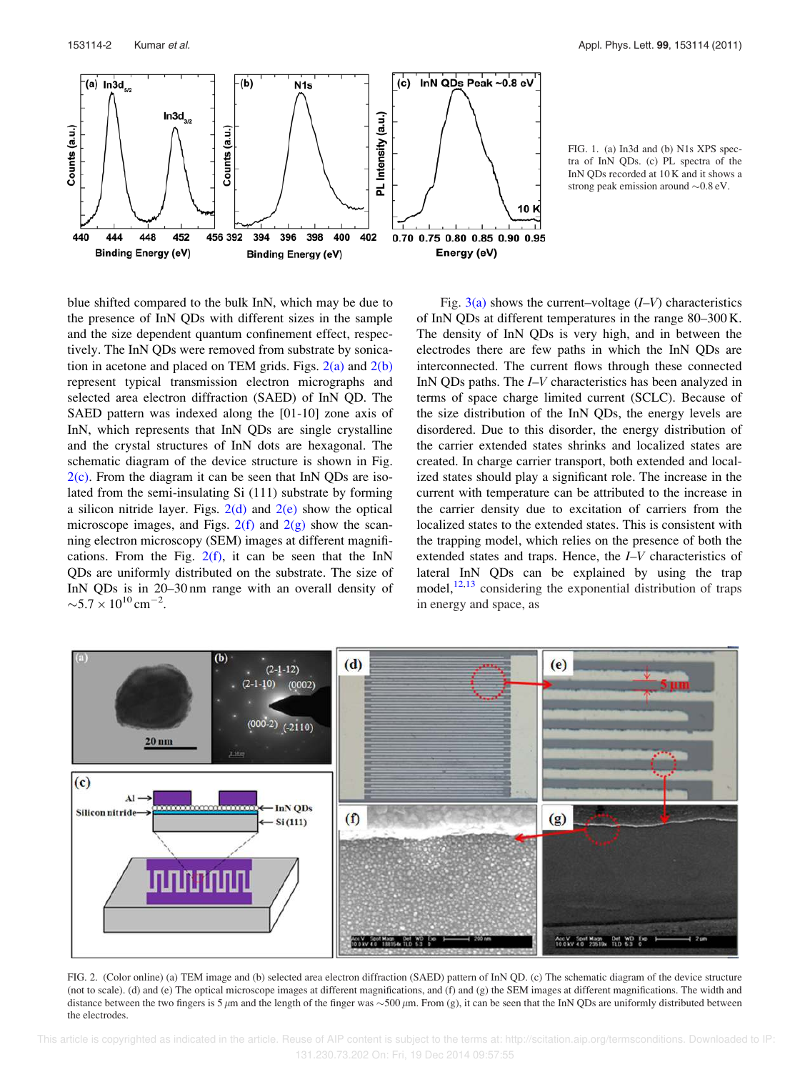FIG. 1. (a) In3d and (b) N1s XPS spectra of InN QDs. (c) PL spectra of the InN QDs recorded at 10 K and it shows a strong peak emission around ∼0.8 eV.

blue shifted compared to the bulk InN, which may be due to the presence of InN QDs with different sizes in the sample and the size dependent quantum confinement effect, respectively. The InN QDs were removed from substrate by sonication in acetone and placed on TEM grids. Figs. 2(a) and 2(b) represent typical transmission electron micrographs and selected area electron diffraction (SAED) of InN QD. The SAED pattern was indexed along the [01-10] zone axis of InN, which represents that InN QDs are single crystalline and the crystal structures of InN dots are hexagonal. The schematic diagram of the device structure is shown in Fig. 2(c). From the diagram it can be seen that InN QDs are isolated from the semi-insulating Si (111) substrate by forming a silicon nitride layer. Figs. 2(d) and 2(e) show the optical microscope images, and Figs. 2(f) and 2(g) show the scanning electron microscopy (SEM) images at different magnifications. From the Fig. 2(f), it can be seen that the InN QDs are uniformly distributed on the substrate. The size of InN QDs is in 20–30 nm range with an overall density of $\sim 5.7 \times 10^{10}\,\text{cm}^{-2}$.

Fig. 3(a) shows the current–voltage ($I$–$V$) characteristics of InN QDs at different temperatures in the range 80–300 K. The density of InN QDs is very high, and in between the electrodes there are few paths in which the InN QDs are interconnected. The current flows through these connected InN QDs paths. The $I$–$V$ characteristics has been analyzed in terms of space charge limited current (SCLC). Because of the size distribution of the InN QDs, the energy levels are disordered. Due to this disorder, the energy distribution of the carrier extended states shrinks and localized states are created. In charge carrier transport, both extended and localized states should play a significant role. The increase in the current with temperature can be attributed to the increase in the carrier density due to excitation of carriers from the localized states to the extended states. This is consistent with the trapping model, which relies on the presence of both the extended states and traps. Hence, the $I$–$V$ characteristics of lateral InN QDs can be explained by using the trap model,[12,13] considering the exponential distribution of traps in energy and space, as

FIG. 2. (Color online) (a) TEM image and (b) selected area electron diffraction (SAED) pattern of InN QD. (c) The schematic diagram of the device structure (not to scale). (d) and (e) The optical microscope images at different magnifications, and (f) and (g) the SEM images at different magnifications. The width and distance between the two fingers is 5 $\mu$m and the length of the finger was ∼500 $\mu$m. From (g), it can be seen that the InN QDs are uniformly distributed between the electrodes.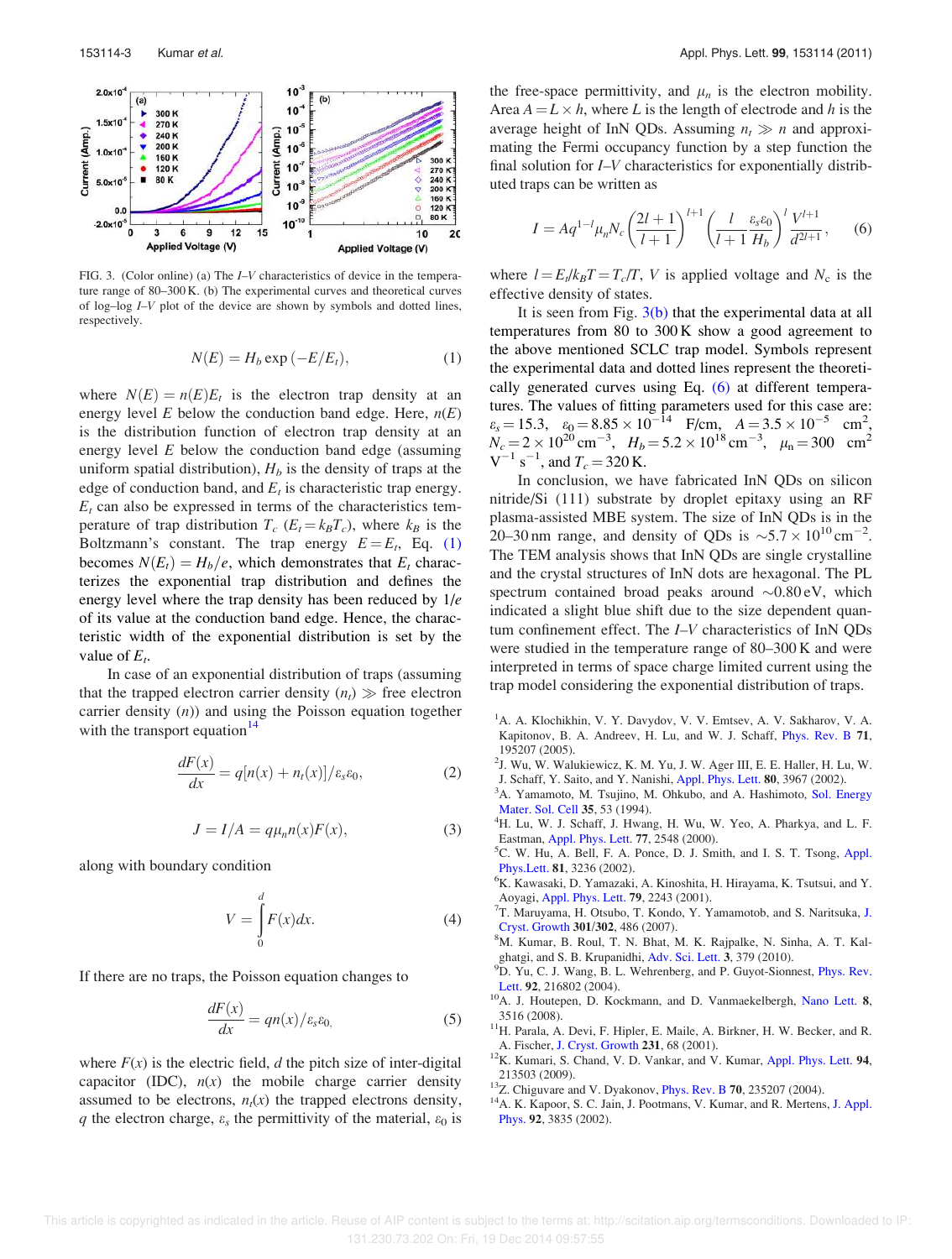(a)

300 K
270 K
240 K
200 K
160 K
120 K
80 K

Current (Amp.)

2.0x10$^{-4}$
1.5x10$^{-4}$
1.0x10$^{-4}$
5.0x10$^{-5}$
0.0
-2.0x10$^{-5}$

0 3 6 9 12 15

Applied Voltage (V)

(b)

Current (Amp.)

10$^{-3}$
10$^{-4}$
10$^{-5}$
10$^{-6}$
10$^{-7}$
10$^{-8}$
10$^{-9}$
10$^{-10}$

300 K
270 K
240 K
200 K
160 K
120 K
80 K

1 10 20

Applied Voltage (V)

FIG. 3. (Color online) (a) The $I$–$V$ characteristics of device in the temperature range of 80–300 K. (b) The experimental curves and theoretical curves of log–log $I$–$V$ plot of the device are shown by symbols and dotted lines, respectively.

$$N(E) = H_b \exp\left(-E/E_t\right), \tag{1}$$

where $N(E) = n(E)E_t$ is the electron trap density at an energy level $E$ below the conduction band edge. Here, $n(E)$ is the distribution function of electron trap density at an energy level $E$ below the conduction band edge (assuming uniform spatial distribution), $H_b$ is the density of traps at the edge of conduction band, and $E_t$ is characteristic trap energy. $E_t$ can also be expressed in terms of the characteristics temperature of trap distribution $T_c$ ($E_t = k_B T_c$), where $k_B$ is the Boltzmann's constant. The trap energy $E = E_t$, Eq. (1) becomes $N(E_t) = H_b/e$, which demonstrates that $E_t$ characterizes the exponential trap distribution and defines the energy level where the trap density has been reduced by $1/e$ of its value at the conduction band edge. Hence, the characteristic width of the exponential distribution is set by the value of $E_t$.

In case of an exponential distribution of traps (assuming that the trapped electron carrier density ($n_t$) $\gg$ free electron carrier density ($n$)) and using the Poisson equation together with the transport equation[14]

$$\frac{dF(x)}{dx} = q[n(x) + n_t(x)]/\varepsilon_s\varepsilon_0, \tag{2}$$

$$J = I/A = q\mu_n n(x)F(x), \tag{3}$$

along with boundary condition

$$V = \int_0^d F(x)dx. \tag{4}$$

If there are no traps, the Poisson equation changes to

$$\frac{dF(x)}{dx} = qn(x)/\varepsilon_s\varepsilon_0, \tag{5}$$

where $F(x)$ is the electric field, $d$ the pitch size of inter-digital capacitor (IDC), $n(x)$ the mobile charge carrier density assumed to be electrons, $n_t(x)$ the trapped electrons density, $q$ the electron charge, $\varepsilon_s$ the permittivity of the material, $\varepsilon_0$ is the free-space permittivity, and $\mu_n$ is the electron mobility. Area $A = L \times h$, where $L$ is the length of electrode and $h$ is the average height of InN QDs. Assuming $n_t \gg n$ and approximating the Fermi occupancy function by a step function the final solution for $I$–$V$ characteristics for exponentially distributed traps can be written as

$$I = Aq^{1-l}\mu_n N_c \left(\frac{2l+1}{l+1}\right)^{l+1} \left(\frac{l}{l+1}\frac{\varepsilon_s\varepsilon_0}{H_b}\right)^l \frac{V^{l+1}}{d^{2l+1}}, \tag{6}$$

where $l = E_t/k_B T = T_c/T$, $V$ is applied voltage and $N_c$ is the effective density of states.

It is seen from Fig. 3(b) that the experimental data at all temperatures from 80 to 300 K show a good agreement to the above mentioned SCLC trap model. Symbols represent the experimental data and dotted lines represent the theoretically generated curves using Eq. (6) at different temperatures. The values of fitting parameters used for this case are: $\varepsilon_s = 15.3$, $\varepsilon_0 = 8.85 \times 10^{-14}$ F/cm, $A = 3.5 \times 10^{-5}$ cm$^2$, $N_c = 2 \times 10^{20}$ cm$^{-3}$, $H_b = 5.2 \times 10^{18}$ cm$^{-3}$, $\mu_n = 300$ cm$^2$ V$^{-1}$ s$^{-1}$, and $T_c = 320$ K.

In conclusion, we have fabricated InN QDs on silicon nitride/Si (111) substrate by droplet epitaxy using an RF plasma-assisted MBE system. The size of InN QDs is in the 20–30 nm range, and density of QDs is $\sim 5.7 \times 10^{10}$ cm$^{-2}$. The TEM analysis shows that InN QDs are single crystalline and the crystal structures of InN dots are hexagonal. The PL spectrum contained broad peaks around $\sim$0.80 eV, which indicated a slight blue shift due to the size dependent quantum confinement effect. The $I$–$V$ characteristics of InN QDs were studied in the temperature range of 80–300 K and were interpreted in terms of space charge limited current using the trap model considering the exponential distribution of traps.

[1] A. A. Klochikhin, V. Y. Davydov, V. V. Emtsev, A. V. Sakharov, V. A. Kapitonov, B. A. Andreev, H. Lu, and W. J. Schaff, Phys. Rev. B **71**, 195207 (2005).

[2] J. Wu, W. Walukiewicz, K. M. Yu, J. W. Ager III, E. E. Haller, H. Lu, W. J. Schaff, Y. Saito, and Y. Nanishi, Appl. Phys. Lett. **80**, 3967 (2002).

[3] A. Yamamoto, M. Tsujino, M. Ohkubo, and A. Hashimoto, Sol. Energy Mater. Sol. Cell **35**, 53 (1994).

[4] H. Lu, W. J. Schaff, J. Hwang, H. Wu, W. Yeo, A. Pharkya, and L. F. Eastman, Appl. Phys. Lett. **77**, 2548 (2000).

[5] C. W. Hu, A. Bell, F. A. Ponce, D. J. Smith, and I. S. T. Tsong, Appl. Phys.Lett. **81**, 3236 (2002).

[6] K. Kawasaki, D. Yamazaki, A. Kinoshita, H. Hirayama, K. Tsutsui, and Y. Aoyagi, Appl. Phys. Lett. **79**, 2243 (2001).

[7] T. Maruyama, H. Otsubo, T. Kondo, Y. Yamamotob, and S. Naritsuka, J. Cryst. Growth **301/302**, 486 (2007).

[8] M. Kumar, B. Roul, T. N. Bhat, M. K. Rajpalke, N. Sinha, A. T. Kalghatgi, and S. B. Krupanidhi, Adv. Sci. Lett. **3**, 379 (2010).

[9] D. Yu, C. J. Wang, B. L. Wehrenberg, and P. Guyot-Sionnest, Phys. Rev. Lett. **92**, 216802 (2004).

[10] A. J. Houtepen, D. Kockmann, and D. Vanmaekelbergh, Nano Lett. **8**, 3516 (2008).

[11] H. Parala, A. Devi, F. Hipler, E. Maile, A. Birkner, H. W. Becker, and R. A. Fischer, J. Cryst. Growth **231**, 68 (2001).

[12] K. Kumari, S. Chand, V. D. Vankar, and V. Kumar, Appl. Phys. Lett. **94**, 213503 (2009).

[13] Z. Chiguvare and V. Dyakonov, Phys. Rev. B **70**, 235207 (2004).

[14] A. K. Kapoor, S. C. Jain, J. Poortmans, V. Kumar, and R. Mertens, J. Appl. Phys. **92**, 3835 (2002).